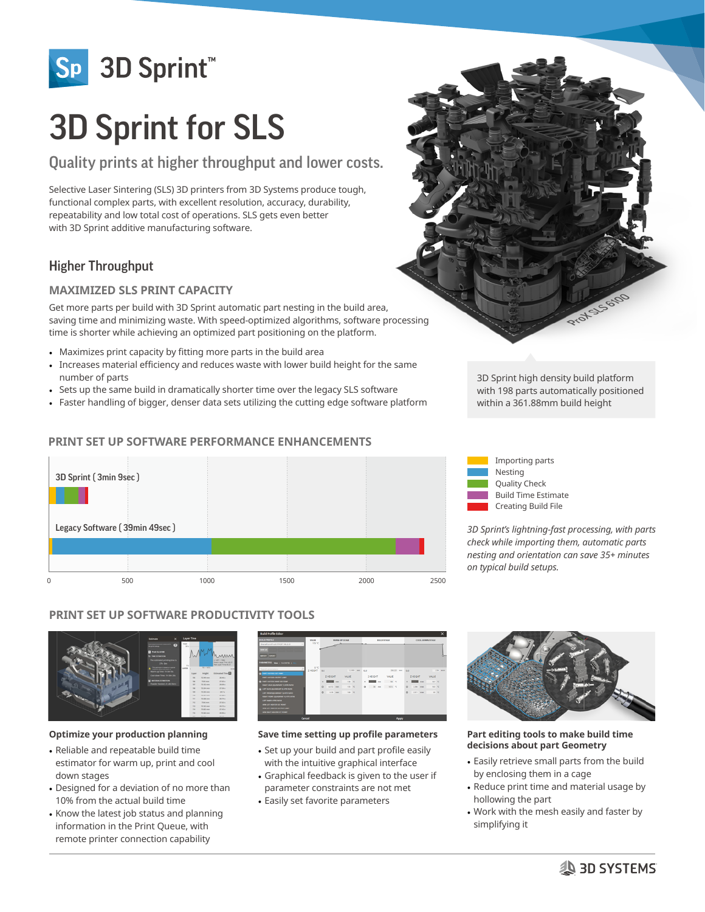# 3D Sprint™

# 3D Sprint for SLS

## Quality prints at higher throughput and lower costs.

Selective Laser Sintering (SLS) 3D printers from 3D Systems produce tough, functional complex parts, with excellent resolution, accuracy, durability, repeatability and low total cost of operations. SLS gets even better with 3D Sprint additive manufacturing software.

3D Sprint high density build platform with 198 parts automatically positioned within a 361.88mm build height

## Higher Throughput

### MAXIMIZED SLS PRINT CAPACITY

Get more parts per build with 3D Sprint automatic part nesting in the build area, saving time and minimizing waste. With speed-optimized algorithms, software processing time is shorter while achieving an optimized part positioning on the platform.

- Maximizes print capacity by fitting more parts in the build area
- Increases material efficiency and reduces waste with lower build height for the same number of parts
- Sets up the same build in dramatically shorter time over the legacy SLS software
- Faster handling of bigger, denser data sets utilizing the cutting edge software platform

### PRINT SET UP SOFTWARE PERFORMANCE ENHANCEMENTS

3D Sprint ( 3min 9sec )

Legacy Software ( 39min 49sec )

0 500 1000 1500 2000 2500

- Importing parts
- Nesting
- Quality Check
- Build Time Estimate
- Creating Build File

*3D Sprint's lightning-fast processing, with parts check while importing them, automatic parts nesting and orientation can save 35+ minutes on typical build setups.*

### PRINT SET UP SOFTWARE PRODUCTIVITY TOOLS

**Optimize your production planning**

- Reliable and repeatable build time estimator for warm up, print and cool down stages
- Designed for a deviation of no more than 10% from the actual build time
- Know the latest job status and planning information in the Print Queue, with remote printer connection capability

**Save time setting up profile parameters**

- Set up your build and part profile easily with the intuitive graphical interface
- Graphical feedback is given to the user if parameter constraints are not met
- Easily set favorite parameters

**Part editing tools to make build time decisions about part Geometry**

- Easily retrieve small parts from the build by enclosing them in a cage
- Reduce print time and material usage by hollowing the part
- Work with the mesh easily and faster by simplifying it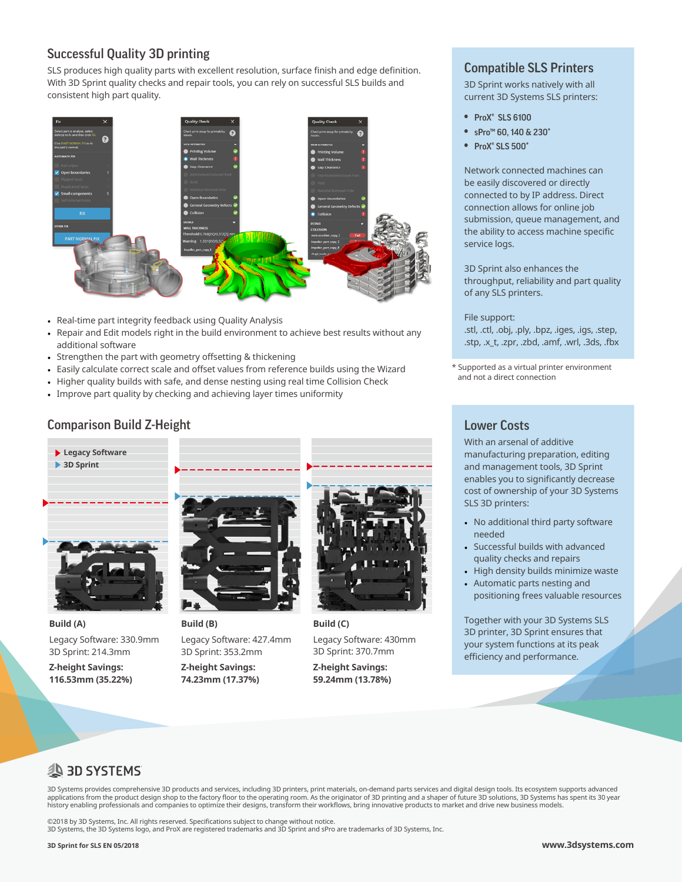## Successful Quality 3D printing

SLS produces high quality parts with excellent resolution, surface finish and edge definition. With 3D Sprint quality checks and repair tools, you can rely on successful SLS builds and consistent high part quality.

- Real-time part integrity feedback using Quality Analysis
- Repair and Edit models right in the build environment to achieve best results without any additional software
- Strengthen the part with geometry offsetting & thickening
- Easily calculate correct scale and offset values from reference builds using the Wizard
- Higher quality builds with safe, and dense nesting using real time Collision Check
- Improve part quality by checking and achieving layer times uniformity

## Comparison Build Z-Height

Legacy Software
3D Sprint

**Build (A)**

Legacy Software: 330.9mm
3D Sprint: 214.3mm

**Z-height Savings:**
**116.53mm (35.22%)**

**Build (B)**

Legacy Software: 427.4mm
3D Sprint: 353.2mm

**Z-height Savings:**
**74.23mm (17.37%)**

**Build (C)**

Legacy Software: 430mm
3D Sprint: 370.7mm

**Z-height Savings:**
**59.24mm (13.78%)**

## Compatible SLS Printers

3D Sprint works natively with all current 3D Systems SLS printers:

- ProX® SLS 6100
- sPro™ 60, 140 & 230*
- ProX® SLS 500*

Network connected machines can be easily discovered or directly connected to by IP address. Direct connection allows for online job submission, queue management, and the ability to access machine specific service logs.

3D Sprint also enhances the throughput, reliability and part quality of any SLS printers.

File support:
.stl, .ctl, .obj, .ply, .bpz, .iges, .igs, .step, .stp, .x_t, .zpr, .zbd, .amf, .wrl, .3ds, .fbx

* Supported as a virtual printer environment and not a direct connection

## Lower Costs

With an arsenal of additive manufacturing preparation, editing and management tools, 3D Sprint enables you to significantly decrease cost of ownership of your 3D Systems SLS 3D printers:

- No additional third party software needed
- Successful builds with advanced quality checks and repairs
- High density builds minimize waste
- Automatic parts nesting and positioning frees valuable resources

Together with your 3D Systems SLS 3D printer, 3D Sprint ensures that your system functions at its peak efficiency and performance.

3D SYSTEMS

3D Systems provides comprehensive 3D products and services, including 3D printers, print materials, on-demand parts services and digital design tools. Its ecosystem supports advanced applications from the product design shop to the factory floor to the operating room. As the originator of 3D printing and a shaper of future 3D solutions, 3D Systems has spent its 30 year history enabling professionals and companies to optimize their designs, transform their workflows, bring innovative products to market and drive new business models.

©2018 by 3D Systems, Inc. All rights reserved. Specifications subject to change without notice.
3D Systems, the 3D Systems logo, and ProX are registered trademarks and 3D Sprint and sPro are trademarks of 3D Systems, Inc.

3D Sprint for SLS EN 05/2018

www.3dsystems.com